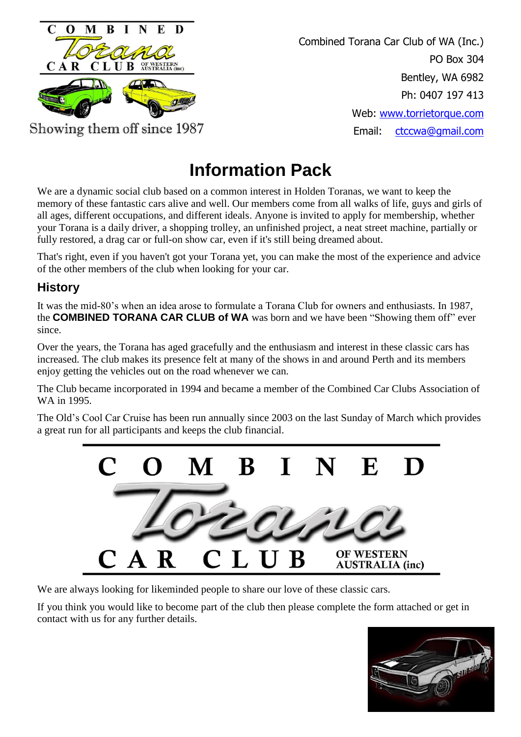Combined Torana Car Club of WA (Inc.)
PO Box 304
Bentley, WA 6982
Ph: 0407 197 413
Web: www.torrietorque.com
Email: ctccwa@gmail.com

Showing them off since 1987

# Information Pack

We are a dynamic social club based on a common interest in Holden Toranas, we want to keep the memory of these fantastic cars alive and well. Our members come from all walks of life, guys and girls of all ages, different occupations, and different ideals. Anyone is invited to apply for membership, whether your Torana is a daily driver, a shopping trolley, an unfinished project, a neat street machine, partially or fully restored, a drag car or full-on show car, even if it's still being dreamed about.

That's right, even if you haven't got your Torana yet, you can make the most of the experience and advice of the other members of the club when looking for your car.

## History

It was the mid-80's when an idea arose to formulate a Torana Club for owners and enthusiasts. In 1987, the **COMBINED TORANA CAR CLUB of WA** was born and we have been "Showing them off" ever since.

Over the years, the Torana has aged gracefully and the enthusiasm and interest in these classic cars has increased. The club makes its presence felt at many of the shows in and around Perth and its members enjoy getting the vehicles out on the road whenever we can.

The Club became incorporated in 1994 and became a member of the Combined Car Clubs Association of WA in 1995.

The Old's Cool Car Cruise has been run annually since 2003 on the last Sunday of March which provides a great run for all participants and keeps the club financial.

We are always looking for likeminded people to share our love of these classic cars.

If you think you would like to become part of the club then please complete the form attached or get in contact with us for any further details.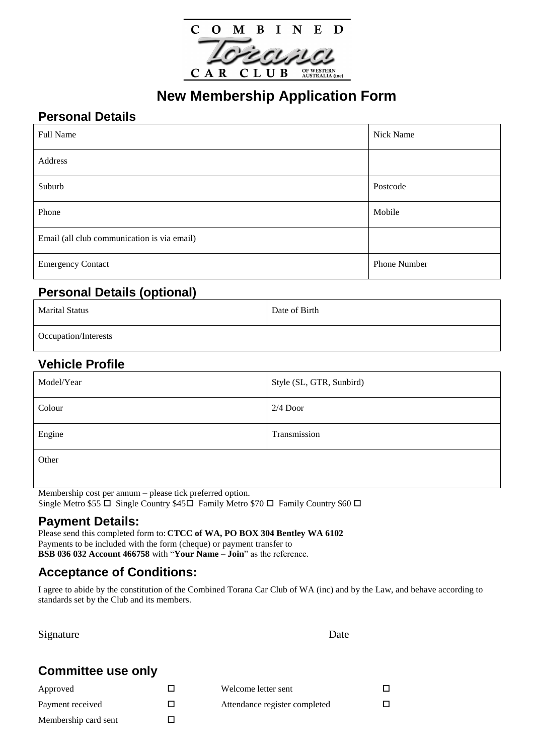COMBINED Torana CAR CLUB OF WESTERN AUSTRALIA (inc)

# New Membership Application Form

## Personal Details

| | |
|---|---|
| Full Name | Nick Name |
| Address | |
| Suburb | Postcode |
| Phone | Mobile |
| Email (all club communication is via email) | |
| Emergency Contact | Phone Number |

## Personal Details (optional)

| | |
|---|---|
| Marital Status | Date of Birth |
| Occupation/Interests | |

## Vehicle Profile

| | |
|---|---|
| Model/Year | Style (SL, GTR, Sunbird) |
| Colour | 2/4 Door |
| Engine | Transmission |
| Other | |

Membership cost per annum – please tick preferred option.
Single Metro $55 ☐ Single Country $45☐ Family Metro $70 ☐ Family Country $60 ☐

## Payment Details:

Please send this completed form to: **CTCC of WA, PO BOX 304 Bentley WA 6102**
Payments to be included with the form (cheque) or payment transfer to
**BSB 036 032 Account 466758** with "**Your Name – Join**" as the reference.

## Acceptance of Conditions:

I agree to abide by the constitution of the Combined Torana Car Club of WA (inc) and by the Law, and behave according to standards set by the Club and its members.

Signature Date

## Committee use only

| | | | |
|---|---|---|---|
| Approved | ☐ | Welcome letter sent | ☐ |
| Payment received | ☐ | Attendance register completed | ☐ |
| Membership card sent | ☐ | | |